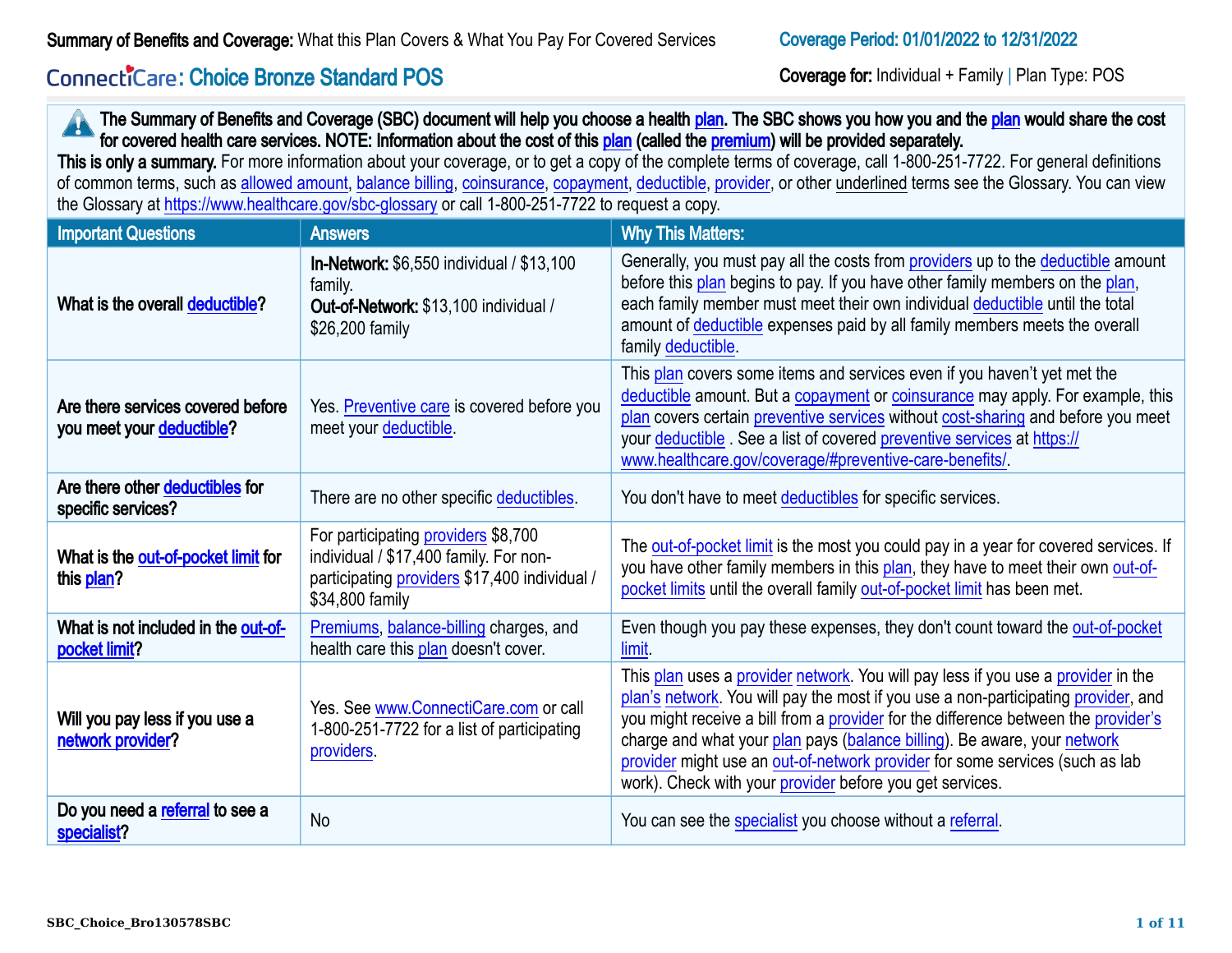**Summary of Benefits and Coverage:** What this Plan Covers & What You Pay For Covered Services

**Coverage Period: 01/01/2022 to 12/31/2022**

# ConnectiCare: Choice Bronze Standard POS

**Coverage for:** Individual + Family | Plan Type: POS

**The Summary of Benefits and Coverage (SBC) document will help you choose a health plan. The SBC shows you how you and the plan would share the cost for covered health care services. NOTE: Information about the cost of this plan (called the premium) will be provided separately.**

**This is only a summary.** For more information about your coverage, or to get a copy of the complete terms of coverage, call 1-800-251-7722. For general definitions of common terms, such as allowed amount, balance billing, coinsurance, copayment, deductible, provider, or other underlined terms see the Glossary. You can view the Glossary at https://www.healthcare.gov/sbc-glossary or call 1-800-251-7722 to request a copy.

| Important Questions | Answers | Why This Matters: |
|---|---|---|
| What is the overall deductible? | **In-Network:** $6,550 individual / $13,100 family. **Out-of-Network:** $13,100 individual / $26,200 family | Generally, you must pay all the costs from providers up to the deductible amount before this plan begins to pay. If you have other family members on the plan, each family member must meet their own individual deductible until the total amount of deductible expenses paid by all family members meets the overall family deductible. |
| Are there services covered before you meet your deductible? | Yes. Preventive care is covered before you meet your deductible. | This plan covers some items and services even if you haven't yet met the deductible amount. But a copayment or coinsurance may apply. For example, this plan covers certain preventive services without cost-sharing and before you meet your deductible . See a list of covered preventive services at https://www.healthcare.gov/coverage/#preventive-care-benefits/. |
| Are there other deductibles for specific services? | There are no other specific deductibles. | You don't have to meet deductibles for specific services. |
| What is the out-of-pocket limit for this plan? | For participating providers $8,700 individual / $17,400 family. For non-participating providers $17,400 individual / $34,800 family | The out-of-pocket limit is the most you could pay in a year for covered services. If you have other family members in this plan, they have to meet their own out-of-pocket limits until the overall family out-of-pocket limit has been met. |
| What is not included in the out-of-pocket limit? | Premiums, balance-billing charges, and health care this plan doesn't cover. | Even though you pay these expenses, they don't count toward the out-of-pocket limit. |
| Will you pay less if you use a network provider? | Yes. See www.ConnectiCare.com or call 1-800-251-7722 for a list of participating providers. | This plan uses a provider network. You will pay less if you use a provider in the plan's network. You will pay the most if you use a non-participating provider, and you might receive a bill from a provider for the difference between the provider's charge and what your plan pays (balance billing). Be aware, your network provider might use an out-of-network provider for some services (such as lab work). Check with your provider before you get services. |
| Do you need a referral to see a specialist? | No | You can see the specialist you choose without a referral. |

SBC_Choice_Bro130578SBC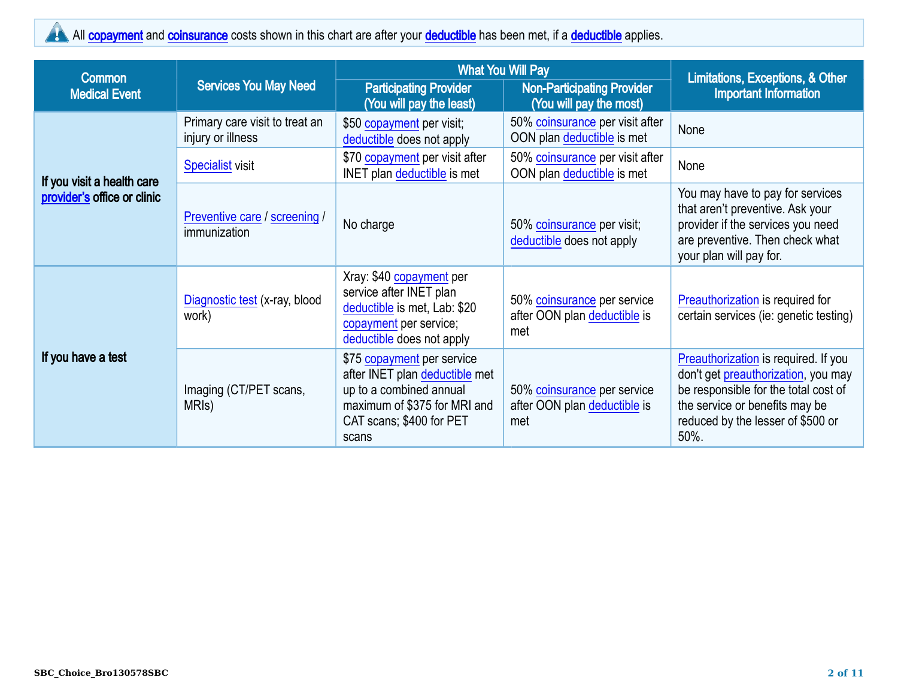All copayment and coinsurance costs shown in this chart are after your deductible has been met, if a deductible applies.

| Common Medical Event | Services You May Need | What You Will Pay | | Limitations, Exceptions, & Other Important Information |
|---|---|---|---|---|
| | | Participating Provider (You will pay the least) | Non-Participating Provider (You will pay the most) | |
| If you visit a health care provider's office or clinic | Primary care visit to treat an injury or illness | $50 copayment per visit; deductible does not apply | 50% coinsurance per visit after OON plan deductible is met | None |
| | Specialist visit | $70 copayment per visit after INET plan deductible is met | 50% coinsurance per visit after OON plan deductible is met | None |
| | Preventive care / screening / immunization | No charge | 50% coinsurance per visit; deductible does not apply | You may have to pay for services that aren't preventive. Ask your provider if the services you need are preventive. Then check what your plan will pay for. |
| If you have a test | Diagnostic test (x-ray, blood work) | Xray: $40 copayment per service after INET plan deductible is met, Lab: $20 copayment per service; deductible does not apply | 50% coinsurance per service after OON plan deductible is met | Preauthorization is required for certain services (ie: genetic testing) |
| | Imaging (CT/PET scans, MRIs) | $75 copayment per service after INET plan deductible met up to a combined annual maximum of $375 for MRI and CAT scans; $400 for PET scans | 50% coinsurance per service after OON plan deductible is met | Preauthorization is required. If you don't get preauthorization, you may be responsible for the total cost of the service or benefits may be reduced by the lesser of $500 or 50%. |

SBC_Choice_Bro130578SBC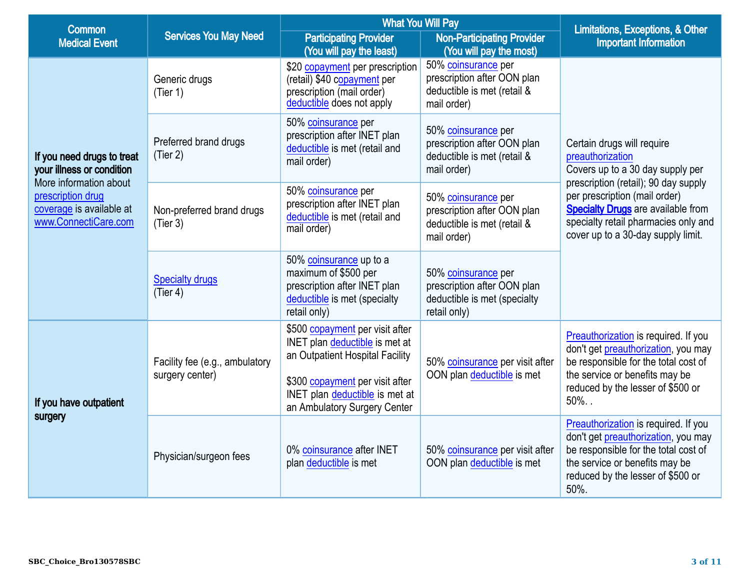| Common Medical Event | Services You May Need | What You Will Pay | | Limitations, Exceptions, & Other Important Information |
|---|---|---|---|---|
| | | Participating Provider (You will pay the least) | Non-Participating Provider (You will pay the most) | |
| **If you need drugs to treat your illness or condition** More information about prescription drug coverage is available at www.ConnectiCare.com | Generic drugs (Tier 1) | $20 copayment per prescription (retail) $40 copayment per prescription (mail order) deductible does not apply | 50% coinsurance per prescription after OON plan deductible is met (retail & mail order) | Certain drugs will require preauthorization Covers up to a 30 day supply per prescription (retail); 90 day supply per prescription (mail order) **Specialty Drugs** are available from specialty retail pharmacies only and cover up to a 30-day supply limit. |
| | Preferred brand drugs (Tier 2) | 50% coinsurance per prescription after INET plan deductible is met (retail and mail order) | 50% coinsurance per prescription after OON plan deductible is met (retail & mail order) | |
| | Non-preferred brand drugs (Tier 3) | 50% coinsurance per prescription after INET plan deductible is met (retail and mail order) | 50% coinsurance per prescription after OON plan deductible is met (retail & mail order) | |
| | Specialty drugs (Tier 4) | 50% coinsurance up to a maximum of $500 per prescription after INET plan deductible is met (specialty retail only) | 50% coinsurance per prescription after OON plan deductible is met (specialty retail only) | |
| **If you have outpatient surgery** | Facility fee (e.g., ambulatory surgery center) | $500 copayment per visit after INET plan deductible is met at an Outpatient Hospital Facility<br><br>$300 copayment per visit after INET plan deductible is met at an Ambulatory Surgery Center | 50% coinsurance per visit after OON plan deductible is met | Preauthorization is required. If you don't get preauthorization, you may be responsible for the total cost of the service or benefits may be reduced by the lesser of $500 or 50%. . |
| | Physician/surgeon fees | 0% coinsurance after INET plan deductible is met | 50% coinsurance per visit after OON plan deductible is met | Preauthorization is required. If you don't get preauthorization, you may be responsible for the total cost of the service or benefits may be reduced by the lesser of $500 or 50%. |

SBC_Choice_Bro130578SBC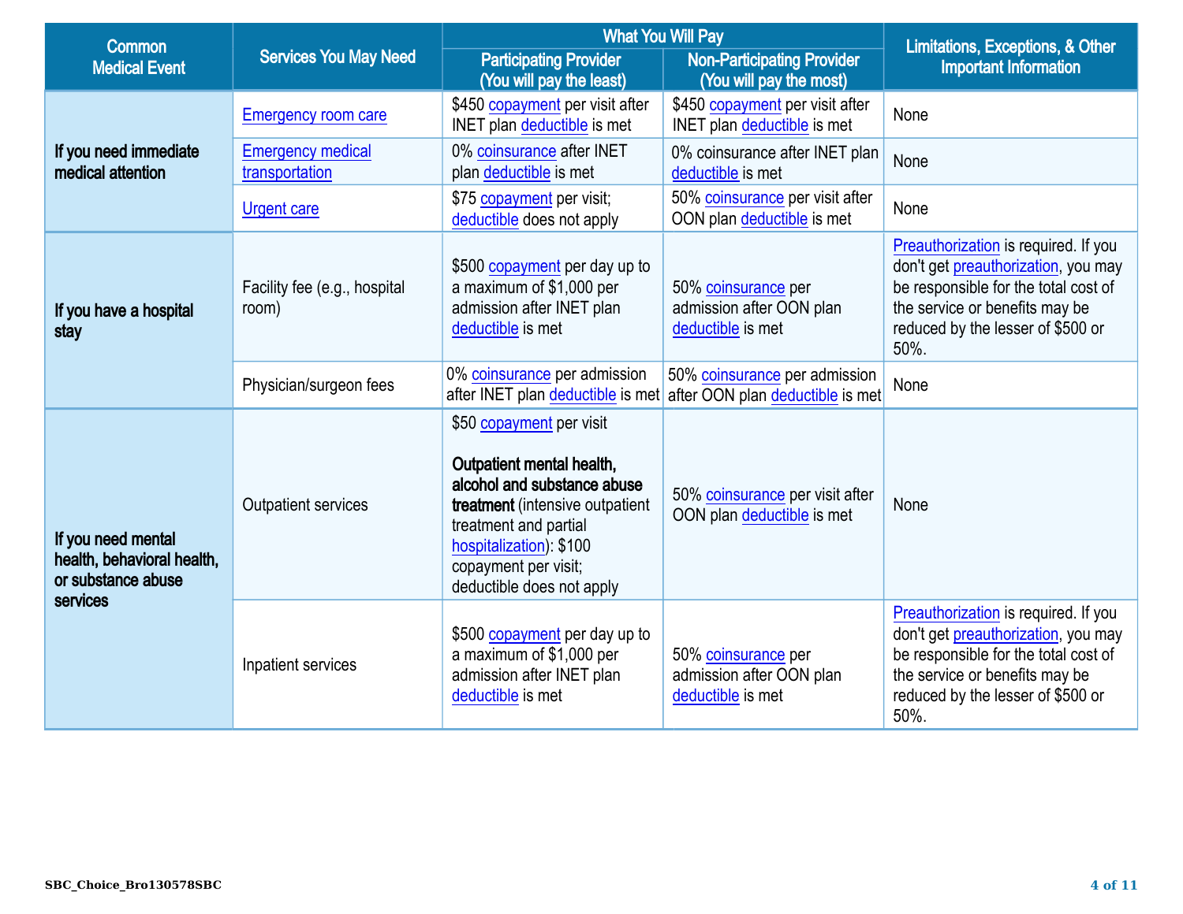| Common Medical Event | Services You May Need | What You Will Pay | | Limitations, Exceptions, & Other Important Information |
|---|---|---|---|---|
| | | Participating Provider (You will pay the least) | Non-Participating Provider (You will pay the most) | |
| If you need immediate medical attention | Emergency room care | $450 copayment per visit after INET plan deductible is met | $450 copayment per visit after INET plan deductible is met | None |
| | Emergency medical transportation | 0% coinsurance after INET plan deductible is met | 0% coinsurance after INET plan deductible is met | None |
| | Urgent care | $75 copayment per visit; deductible does not apply | 50% coinsurance per visit after OON plan deductible is met | None |
| If you have a hospital stay | Facility fee (e.g., hospital room) | $500 copayment per day up to a maximum of $1,000 per admission after INET plan deductible is met | 50% coinsurance per admission after OON plan deductible is met | Preauthorization is required. If you don't get preauthorization, you may be responsible for the total cost of the service or benefits may be reduced by the lesser of $500 or 50%. |
| | Physician/surgeon fees | 0% coinsurance per admission after INET plan deductible is met | 50% coinsurance per admission after OON plan deductible is met | None |
| If you need mental health, behavioral health, or substance abuse services | Outpatient services | $50 copayment per visit<br><br>**Outpatient mental health, alcohol and substance abuse treatment** (intensive outpatient treatment and partial hospitalization): $100 copayment per visit; deductible does not apply | 50% coinsurance per visit after OON plan deductible is met | None |
| | Inpatient services | $500 copayment per day up to a maximum of $1,000 per admission after INET plan deductible is met | 50% coinsurance per admission after OON plan deductible is met | Preauthorization is required. If you don't get preauthorization, you may be responsible for the total cost of the service or benefits may be reduced by the lesser of $500 or 50%. |

SBC_Choice_Bro130578SBC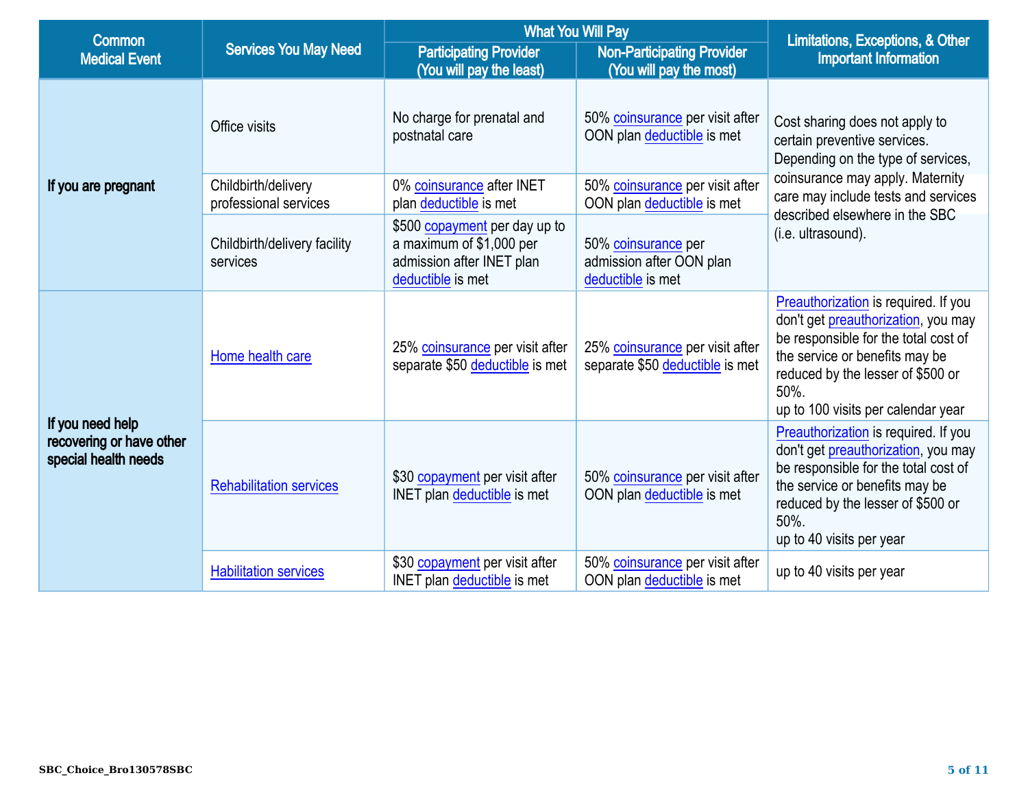| Common Medical Event | Services You May Need | What You Will Pay | | Limitations, Exceptions, & Other Important Information |
|---|---|---|---|---|
| | | Participating Provider (You will pay the least) | Non-Participating Provider (You will pay the most) | |
| If you are pregnant | Office visits | No charge for prenatal and postnatal care | 50% coinsurance per visit after OON plan deductible is met | Cost sharing does not apply to certain preventive services. Depending on the type of services, coinsurance may apply. Maternity care may include tests and services described elsewhere in the SBC (i.e. ultrasound). |
| | Childbirth/delivery professional services | 0% coinsurance after INET plan deductible is met | 50% coinsurance per visit after OON plan deductible is met | |
| | Childbirth/delivery facility services | $500 copayment per day up to a maximum of $1,000 per admission after INET plan deductible is met | 50% coinsurance per admission after OON plan deductible is met | |
| If you need help recovering or have other special health needs | Home health care | 25% coinsurance per visit after separate $50 deductible is met | 25% coinsurance per visit after separate $50 deductible is met | Preauthorization is required. If you don't get preauthorization, you may be responsible for the total cost of the service or benefits may be reduced by the lesser of $500 or 50%. up to 100 visits per calendar year |
| | Rehabilitation services | $30 copayment per visit after INET plan deductible is met | 50% coinsurance per visit after OON plan deductible is met | Preauthorization is required. If you don't get preauthorization, you may be responsible for the total cost of the service or benefits may be reduced by the lesser of $500 or 50%. up to 40 visits per year |
| | Habilitation services | $30 copayment per visit after INET plan deductible is met | 50% coinsurance per visit after OON plan deductible is met | up to 40 visits per year |

SBC_Choice_Bro130578SBC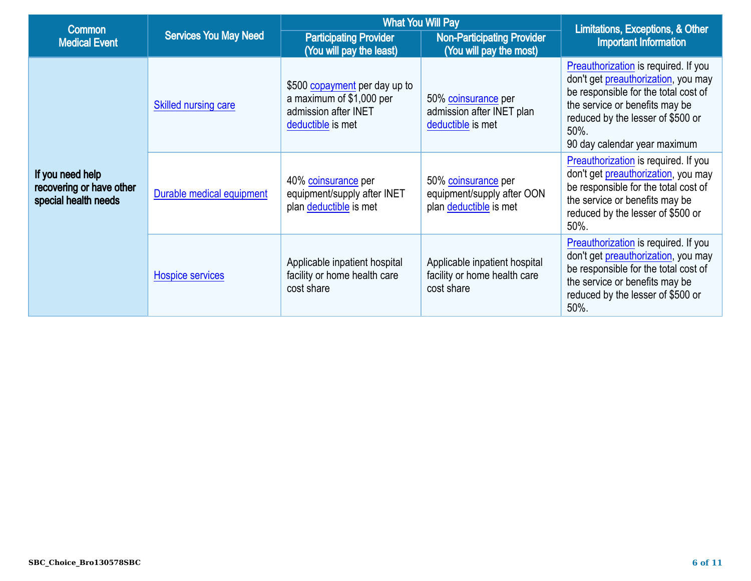| Common Medical Event | Services You May Need | What You Will Pay | | Limitations, Exceptions, & Other Important Information |
| --- | --- | --- | --- | --- |
| | | Participating Provider (You will pay the least) | Non-Participating Provider (You will pay the most) | |
| **If you need help recovering or have other special health needs** | Skilled nursing care | $500 copayment per day up to a maximum of $1,000 per admission after INET deductible is met | 50% coinsurance per admission after INET plan deductible is met | Preauthorization is required. If you don't get preauthorization, you may be responsible for the total cost of the service or benefits may be reduced by the lesser of $500 or 50%. 90 day calendar year maximum |
| | Durable medical equipment | 40% coinsurance per equipment/supply after INET plan deductible is met | 50% coinsurance per equipment/supply after OON plan deductible is met | Preauthorization is required. If you don't get preauthorization, you may be responsible for the total cost of the service or benefits may be reduced by the lesser of $500 or 50%. |
| | Hospice services | Applicable inpatient hospital facility or home health care cost share | Applicable inpatient hospital facility or home health care cost share | Preauthorization is required. If you don't get preauthorization, you may be responsible for the total cost of the service or benefits may be reduced by the lesser of $500 or 50%. |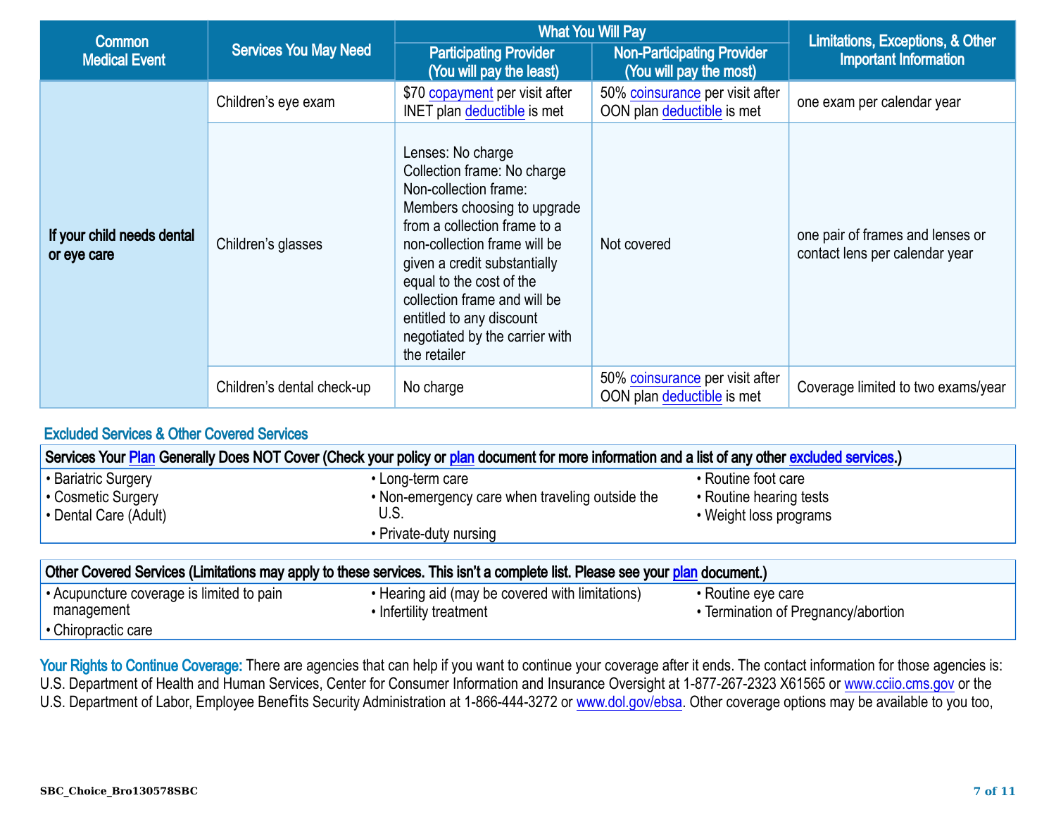| Common Medical Event | Services You May Need | What You Will Pay | | Limitations, Exceptions, & Other Important Information |
|---|---|---|---|---|
| | | Participating Provider (You will pay the least) | Non-Participating Provider (You will pay the most) | |
| If your child needs dental or eye care | Children's eye exam | $70 copayment per visit after INET plan deductible is met | 50% coinsurance per visit after OON plan deductible is met | one exam per calendar year |
| | Children's glasses | Lenses: No charge<br>Collection frame: No charge<br>Non-collection frame: Members choosing to upgrade from a collection frame to a non-collection frame will be given a credit substantially equal to the cost of the collection frame and will be entitled to any discount negotiated by the carrier with the retailer | Not covered | one pair of frames and lenses or contact lens per calendar year |
| | Children's dental check-up | No charge | 50% coinsurance per visit after OON plan deductible is met | Coverage limited to two exams/year |

## Excluded Services & Other Covered Services

**Services Your Plan Generally Does NOT Cover (Check your policy or plan document for more information and a list of any other excluded services.)**

- Bariatric Surgery
- Cosmetic Surgery
- Dental Care (Adult)
- Long-term care
- Non-emergency care when traveling outside the U.S.
- Private-duty nursing
- Routine foot care
- Routine hearing tests
- Weight loss programs

**Other Covered Services (Limitations may apply to these services. This isn't a complete list. Please see your plan document.)**

- Acupuncture coverage is limited to pain management
- Chiropractic care
- Hearing aid (may be covered with limitations)
- Infertility treatment
- Routine eye care
- Termination of Pregnancy/abortion

**Your Rights to Continue Coverage:** There are agencies that can help if you want to continue your coverage after it ends. The contact information for those agencies is: U.S. Department of Health and Human Services, Center for Consumer Information and Insurance Oversight at 1-877-267-2323 X61565 or www.cciio.cms.gov or the U.S. Department of Labor, Employee Benefits Security Administration at 1-866-444-3272 or www.dol.gov/ebsa. Other coverage options may be available to you too,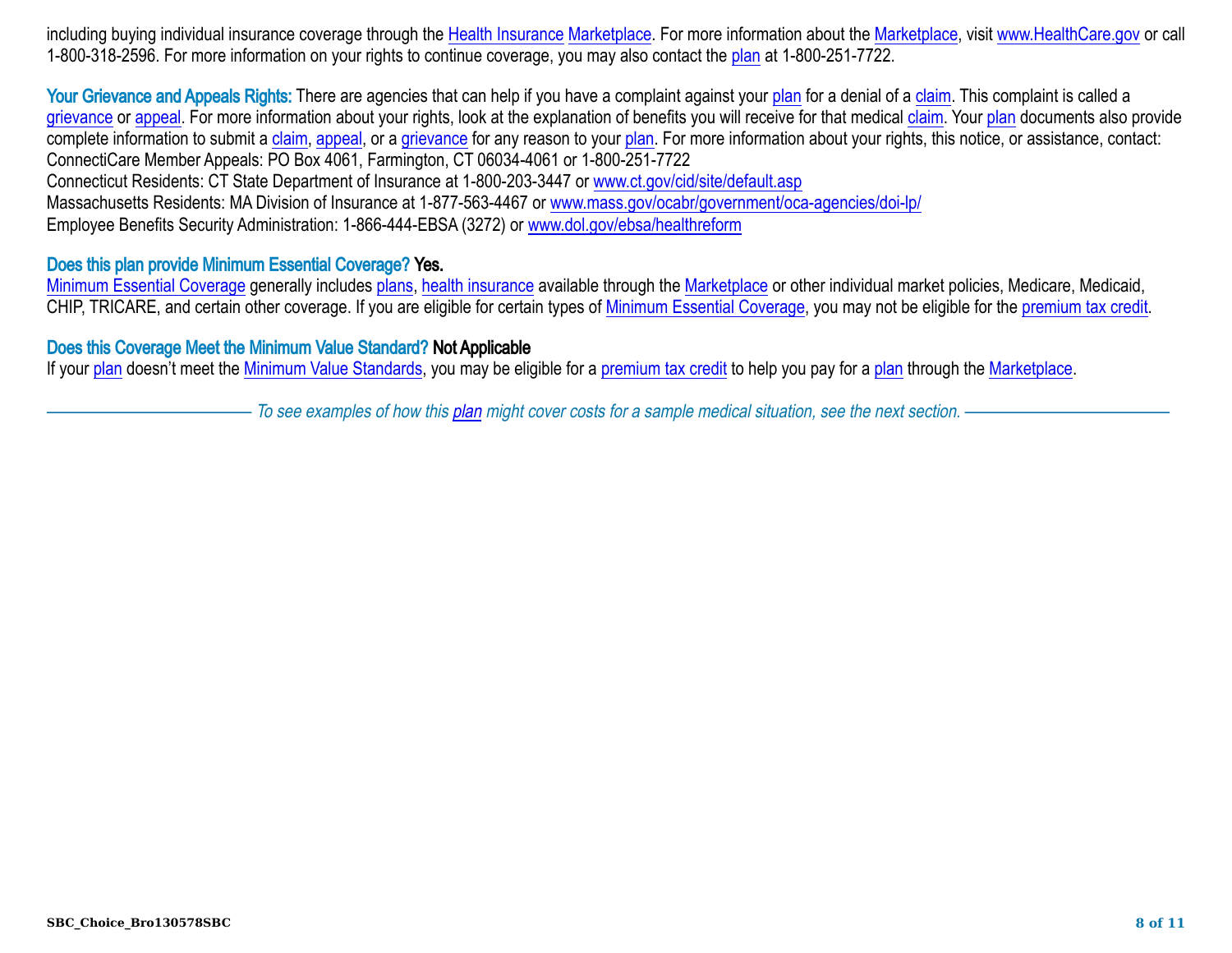including buying individual insurance coverage through the Health Insurance Marketplace. For more information about the Marketplace, visit www.HealthCare.gov or call 1-800-318-2596. For more information on your rights to continue coverage, you may also contact the plan at 1-800-251-7722.

**Your Grievance and Appeals Rights:** There are agencies that can help if you have a complaint against your plan for a denial of a claim. This complaint is called a grievance or appeal. For more information about your rights, look at the explanation of benefits you will receive for that medical claim. Your plan documents also provide complete information to submit a claim, appeal, or a grievance for any reason to your plan. For more information about your rights, this notice, or assistance, contact:
ConnectiCare Member Appeals: PO Box 4061, Farmington, CT 06034-4061 or 1-800-251-7722
Connecticut Residents: CT State Department of Insurance at 1-800-203-3447 or www.ct.gov/cid/site/default.asp
Massachusetts Residents: MA Division of Insurance at 1-877-563-4467 or www.mass.gov/ocabr/government/oca-agencies/doi-lp/
Employee Benefits Security Administration: 1-866-444-EBSA (3272) or www.dol.gov/ebsa/healthreform

**Does this plan provide Minimum Essential Coverage? Yes.**
Minimum Essential Coverage generally includes plans, health insurance available through the Marketplace or other individual market policies, Medicare, Medicaid, CHIP, TRICARE, and certain other coverage. If you are eligible for certain types of Minimum Essential Coverage, you may not be eligible for the premium tax credit.

**Does this Coverage Meet the Minimum Value Standard? Not Applicable**
If your plan doesn't meet the Minimum Value Standards, you may be eligible for a premium tax credit to help you pay for a plan through the Marketplace.

*To see examples of how this plan might cover costs for a sample medical situation, see the next section.*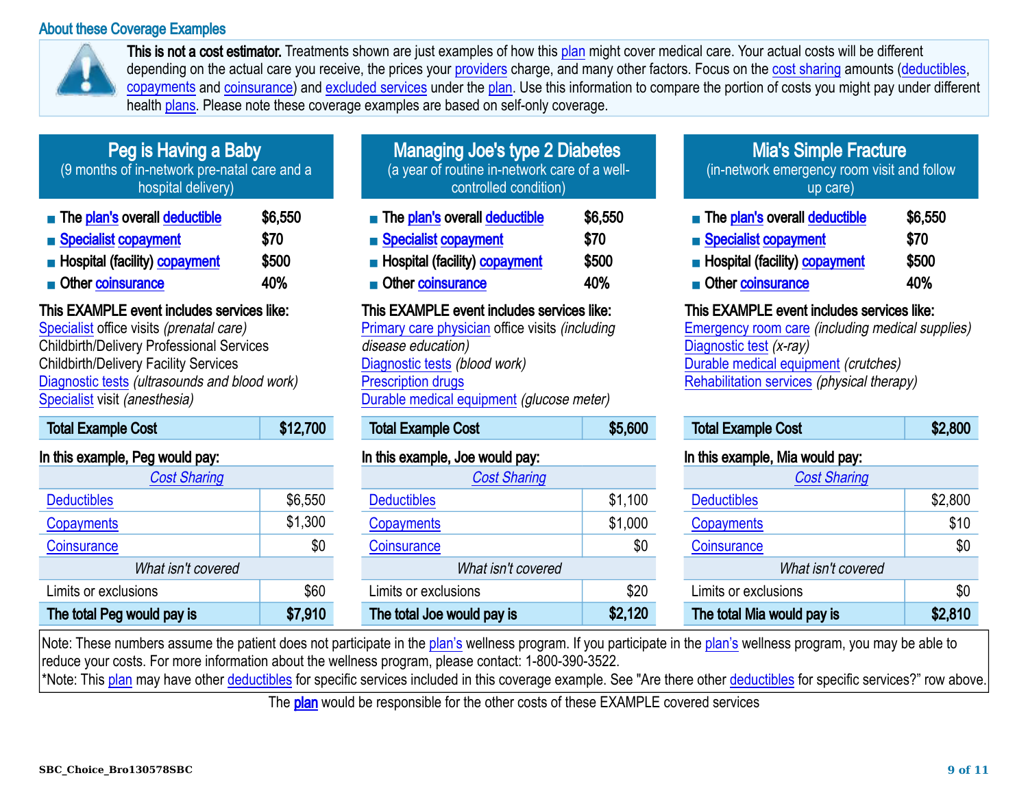## About these Coverage Examples

**This is not a cost estimator.** Treatments shown are just examples of how this plan might cover medical care. Your actual costs will be different depending on the actual care you receive, the prices your providers charge, and many other factors. Focus on the cost sharing amounts (deductibles, copayments and coinsurance) and excluded services under the plan. Use this information to compare the portion of costs you might pay under different health plans. Please note these coverage examples are based on self-only coverage.

### Peg is Having a Baby
(9 months of in-network pre-natal care and a hospital delivery)

- **The plan's overall deductible** **$6,550**
- **Specialist copayment** **$70**
- **Hospital (facility) copayment** **$500**
- **Other coinsurance** **40%**

**This EXAMPLE event includes services like:**
Specialist office visits *(prenatal care)*
Childbirth/Delivery Professional Services
Childbirth/Delivery Facility Services
Diagnostic tests *(ultrasounds and blood work)*
Specialist visit *(anesthesia)*

| **Total Example Cost** | **$12,700** |
|---|---|

**In this example, Peg would pay:**

| *Cost Sharing* | |
|---|---|
| Deductibles | $6,550 |
| Copayments | $1,300 |
| Coinsurance | $0 |
| *What isn't covered* | |
| Limits or exclusions | $60 |
| **The total Peg would pay is** | **$7,910** |

### Managing Joe's type 2 Diabetes
(a year of routine in-network care of a well-controlled condition)

- **The plan's overall deductible** **$6,550**
- **Specialist copayment** **$70**
- **Hospital (facility) copayment** **$500**
- **Other coinsurance** **40%**

**This EXAMPLE event includes services like:**
Primary care physician office visits *(including disease education)*
Diagnostic tests *(blood work)*
Prescription drugs
Durable medical equipment *(glucose meter)*

| **Total Example Cost** | **$5,600** |
|---|---|

**In this example, Joe would pay:**

| *Cost Sharing* | |
|---|---|
| Deductibles | $1,100 |
| Copayments | $1,000 |
| Coinsurance | $0 |
| *What isn't covered* | |
| Limits or exclusions | $20 |
| **The total Joe would pay is** | **$2,120** |

### Mia's Simple Fracture
(in-network emergency room visit and follow up care)

- **The plan's overall deductible** **$6,550**
- **Specialist copayment** **$70**
- **Hospital (facility) copayment** **$500**
- **Other coinsurance** **40%**

**This EXAMPLE event includes services like:**
Emergency room care *(including medical supplies)*
Diagnostic test *(x-ray)*
Durable medical equipment *(crutches)*
Rehabilitation services *(physical therapy)*

| **Total Example Cost** | **$2,800** |
|---|---|

**In this example, Mia would pay:**

| *Cost Sharing* | |
|---|---|
| Deductibles | $2,800 |
| Copayments | $10 |
| Coinsurance | $0 |
| *What isn't covered* | |
| Limits or exclusions | $0 |
| **The total Mia would pay is** | **$2,810** |

Note: These numbers assume the patient does not participate in the plan's wellness program. If you participate in the plan's wellness program, you may be able to reduce your costs. For more information about the wellness program, please contact: 1-800-390-3522.
*Note: This plan may have other deductibles for specific services included in this coverage example. See "Are there other deductibles for specific services?" row above.

The **plan** would be responsible for the other costs of these EXAMPLE covered services

SBC_Choice_Bro130578SBC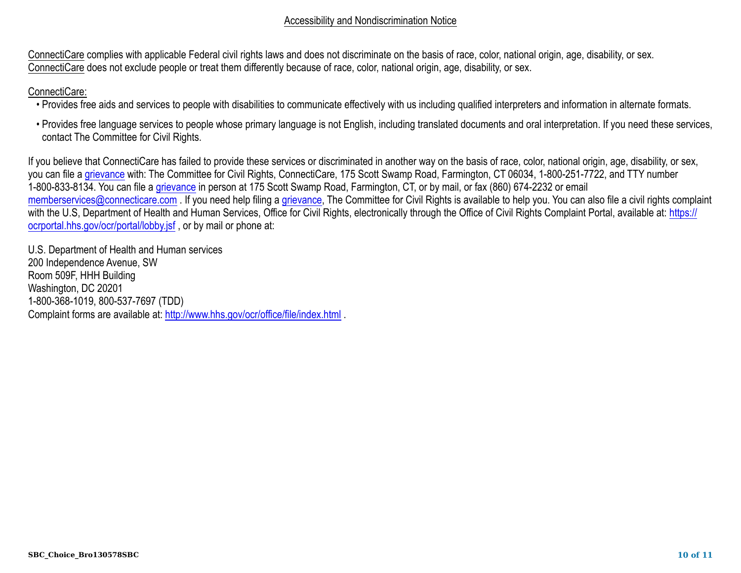## Accessibility and Nondiscrimination Notice

ConnectiCare complies with applicable Federal civil rights laws and does not discriminate on the basis of race, color, national origin, age, disability, or sex. ConnectiCare does not exclude people or treat them differently because of race, color, national origin, age, disability, or sex.

ConnectiCare:

- Provides free aids and services to people with disabilities to communicate effectively with us including qualified interpreters and information in alternate formats.
- Provides free language services to people whose primary language is not English, including translated documents and oral interpretation. If you need these services, contact The Committee for Civil Rights.

If you believe that ConnectiCare has failed to provide these services or discriminated in another way on the basis of race, color, national origin, age, disability, or sex, you can file a grievance with: The Committee for Civil Rights, ConnectiCare, 175 Scott Swamp Road, Farmington, CT 06034, 1-800-251-7722, and TTY number 1-800-833-8134. You can file a grievance in person at 175 Scott Swamp Road, Farmington, CT, or by mail, or fax (860) 674-2232 or email memberservices@connecticare.com . If you need help filing a grievance, The Committee for Civil Rights is available to help you. You can also file a civil rights complaint with the U.S, Department of Health and Human Services, Office for Civil Rights, electronically through the Office of Civil Rights Complaint Portal, available at: https://ocrportal.hhs.gov/ocr/portal/lobby.jsf , or by mail or phone at:

U.S. Department of Health and Human services
200 Independence Avenue, SW
Room 509F, HHH Building
Washington, DC 20201
1-800-368-1019, 800-537-7697 (TDD)
Complaint forms are available at: http://www.hhs.gov/ocr/office/file/index.html .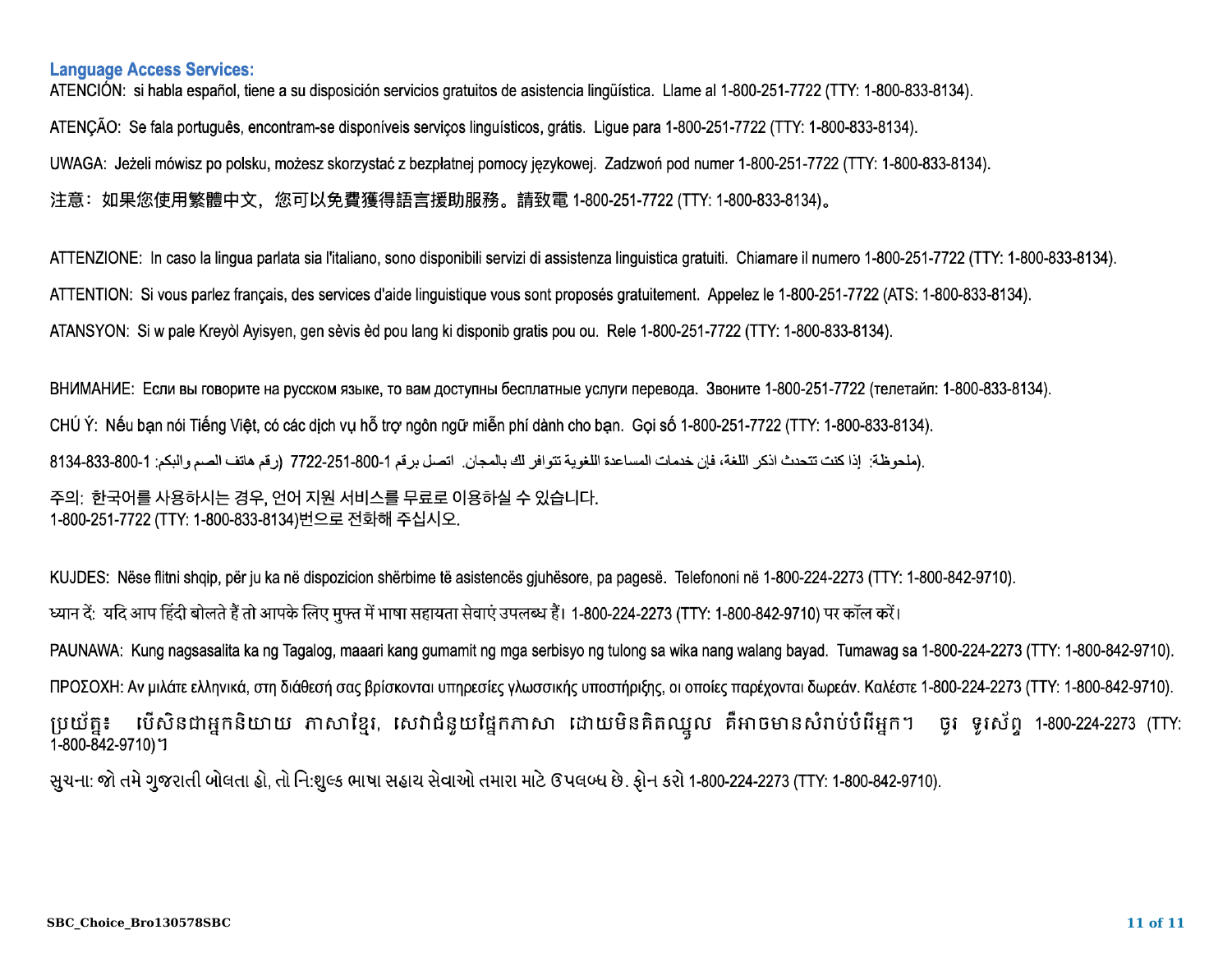**Language Access Services:**

ATENCIÓN: si habla español, tiene a su disposición servicios gratuitos de asistencia lingüística. Llame al 1-800-251-7722 (TTY: 1-800-833-8134).

ATENÇÃO: Se fala português, encontram-se disponíveis serviços linguísticos, grátis. Ligue para 1-800-251-7722 (TTY: 1-800-833-8134).

UWAGA: Jeżeli mówisz po polsku, możesz skorzystać z bezpłatnej pomocy językowej. Zadzwoń pod numer 1-800-251-7722 (TTY: 1-800-833-8134).

注意：如果您使用繁體中文，您可以免費獲得語言援助服務。請致電 1-800-251-7722 (TTY: 1-800-833-8134)。

ATTENZIONE: In caso la lingua parlata sia l'italiano, sono disponibili servizi di assistenza linguistica gratuiti. Chiamare il numero 1-800-251-7722 (TTY: 1-800-833-8134).

ATTENTION: Si vous parlez français, des services d'aide linguistique vous sont proposés gratuitement. Appelez le 1-800-251-7722 (ATS: 1-800-833-8134).

ATANSYON: Si w pale Kreyòl Ayisyen, gen sèvis èd pou lang ki disponib gratis pou ou. Rele 1-800-251-7722 (TTY: 1-800-833-8134).

ВНИМАНИЕ: Если вы говорите на русском языке, то вам доступны бесплатные услуги перевода. Звоните 1-800-251-7722 (телетайп: 1-800-833-8134).

CHÚ Ý: Nếu bạn nói Tiếng Việt, có các dịch vụ hỗ trợ ngôn ngữ miễn phí dành cho bạn. Gọi số 1-800-251-7722 (TTY: 1-800-833-8134).

ملحوظة: إذا كنت تتحدث اذكر اللغة، فإن خدمات المساعدة اللغوية تتوافر لك بالمجان. اتصل برقم 1-800-251-7722 (رقم هاتف الصم والبكم: 1-800-833-8134).

주의: 한국어를 사용하시는 경우, 언어 지원 서비스를 무료로 이용하실 수 있습니다.
1-800-251-7722 (TTY: 1-800-833-8134)번으로 전화해 주십시오.

KUJDES: Nëse flitni shqip, për ju ka në dispozicion shërbime të asistencës gjuhësore, pa pagesë. Telefanoni në 1-800-224-2273 (TTY: 1-800-842-9710).

ध्यान दें: यदि आप हिंदी बोलते हैं तो आपके लिए मुफ्त में भाषा सहायता सेवाएं उपलब्ध हैं। 1-800-224-2273 (TTY: 1-800-842-9710) पर कॉल करें।

PAUNAWA: Kung nagsasalita ka ng Tagalog, maaari kang gumamit ng mga serbisyo ng tulong sa wika nang walang bayad. Tumawag sa 1-800-224-2273 (TTY: 1-800-842-9710).

ΠΡΟΣΟΧΗ: Αν μιλάτε ελληνικά, στη διάθεσή σας βρίσκονται υπηρεσίες γλωσσικής υποστήριξης, οι οποίες παρέχονται δωρεάν. Καλέστε 1-800-224-2273 (TTY: 1-800-842-9710).

ប្រយ័ត្ន៖ បើសិនជាអ្នកនិយាយ ភាសាខ្មែរ, សេវាជំនួយផ្នែកភាសា ដោយមិនគិតឈ្នួល គឺអាចមានសំរាប់បំរើអ្នក។ ចូរ ទូរស័ព្ទ 1-800-224-2273 (TTY: 1-800-842-9710)។

સુચના: જો તમે ગુજરાતી બોલતા હો, તો નિ:શુલ્ક ભાષા સહાય સેવાઓ તમારા માટે ઉપલબ્ધ છે. ફોન કરો 1-800-224-2273 (TTY: 1-800-842-9710).

SBC_Choice_Bro130578SBC